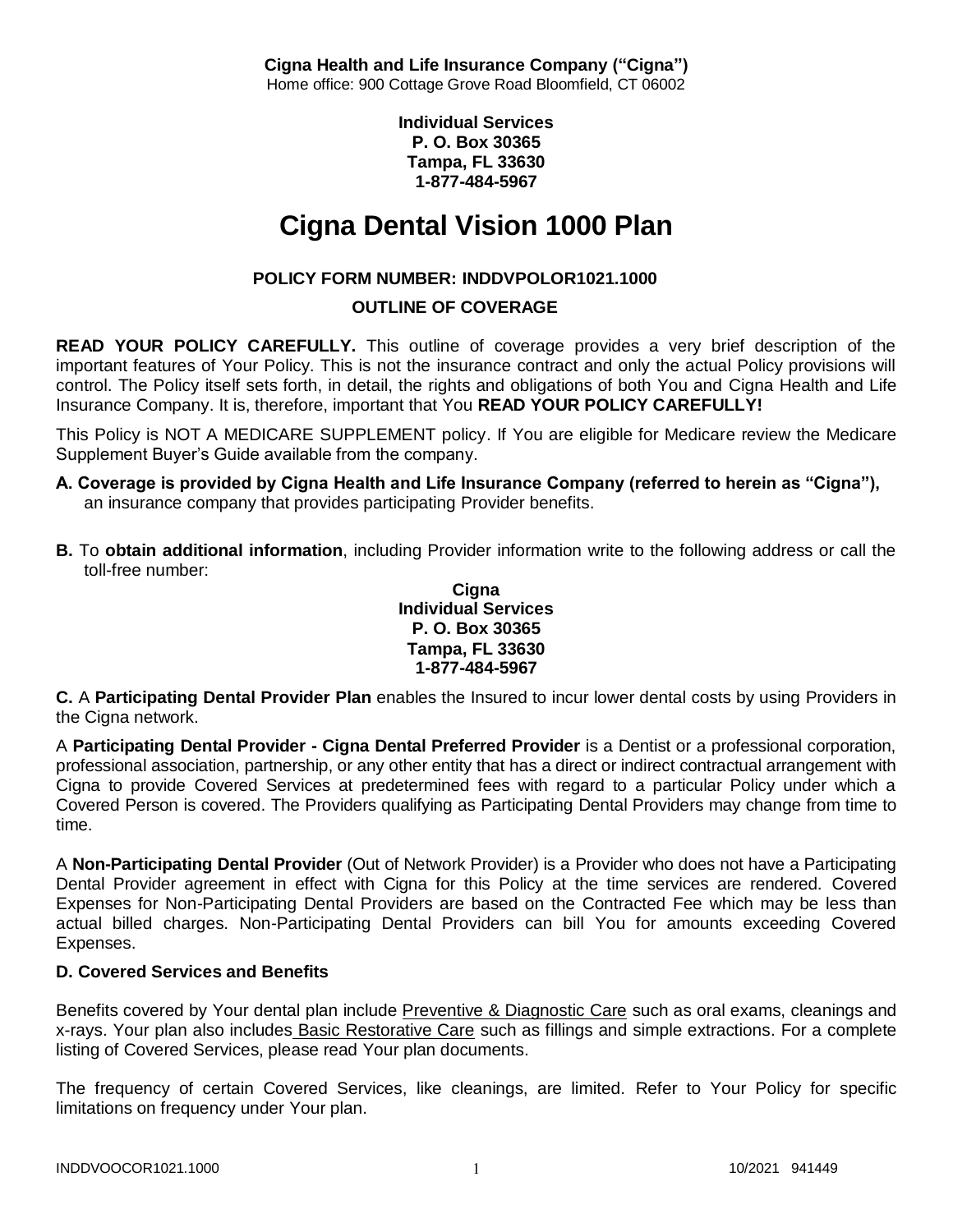**Cigna Health and Life Insurance Company ("Cigna")**
Home office: 900 Cottage Grove Road Bloomfield, CT 06002

**Individual Services**
**P. O. Box 30365**
**Tampa, FL 33630**
**1-877-484-5967**

# Cigna Dental Vision 1000 Plan

## POLICY FORM NUMBER: INDDVPOLOR1021.1000

## OUTLINE OF COVERAGE

**READ YOUR POLICY CAREFULLY.** This outline of coverage provides a very brief description of the important features of Your Policy. This is not the insurance contract and only the actual Policy provisions will control. The Policy itself sets forth, in detail, the rights and obligations of both You and Cigna Health and Life Insurance Company. It is, therefore, important that You **READ YOUR POLICY CAREFULLY!**

This Policy is NOT A MEDICARE SUPPLEMENT policy. If You are eligible for Medicare review the Medicare Supplement Buyer's Guide available from the company.

**A. Coverage is provided by Cigna Health and Life Insurance Company (referred to herein as "Cigna"),** an insurance company that provides participating Provider benefits.

**B.** To **obtain additional information**, including Provider information write to the following address or call the toll-free number:

**Cigna**
**Individual Services**
**P. O. Box 30365**
**Tampa, FL 33630**
**1-877-484-5967**

**C.** A **Participating Dental Provider Plan** enables the Insured to incur lower dental costs by using Providers in the Cigna network.

A **Participating Dental Provider - Cigna Dental Preferred Provider** is a Dentist or a professional corporation, professional association, partnership, or any other entity that has a direct or indirect contractual arrangement with Cigna to provide Covered Services at predetermined fees with regard to a particular Policy under which a Covered Person is covered. The Providers qualifying as Participating Dental Providers may change from time to time.

A **Non-Participating Dental Provider** (Out of Network Provider) is a Provider who does not have a Participating Dental Provider agreement in effect with Cigna for this Policy at the time services are rendered. Covered Expenses for Non-Participating Dental Providers are based on the Contracted Fee which may be less than actual billed charges. Non-Participating Dental Providers can bill You for amounts exceeding Covered Expenses.

### D. Covered Services and Benefits

Benefits covered by Your dental plan include Preventive & Diagnostic Care such as oral exams, cleanings and x-rays. Your plan also includes Basic Restorative Care such as fillings and simple extractions. For a complete listing of Covered Services, please read Your plan documents.

The frequency of certain Covered Services, like cleanings, are limited. Refer to Your Policy for specific limitations on frequency under Your plan.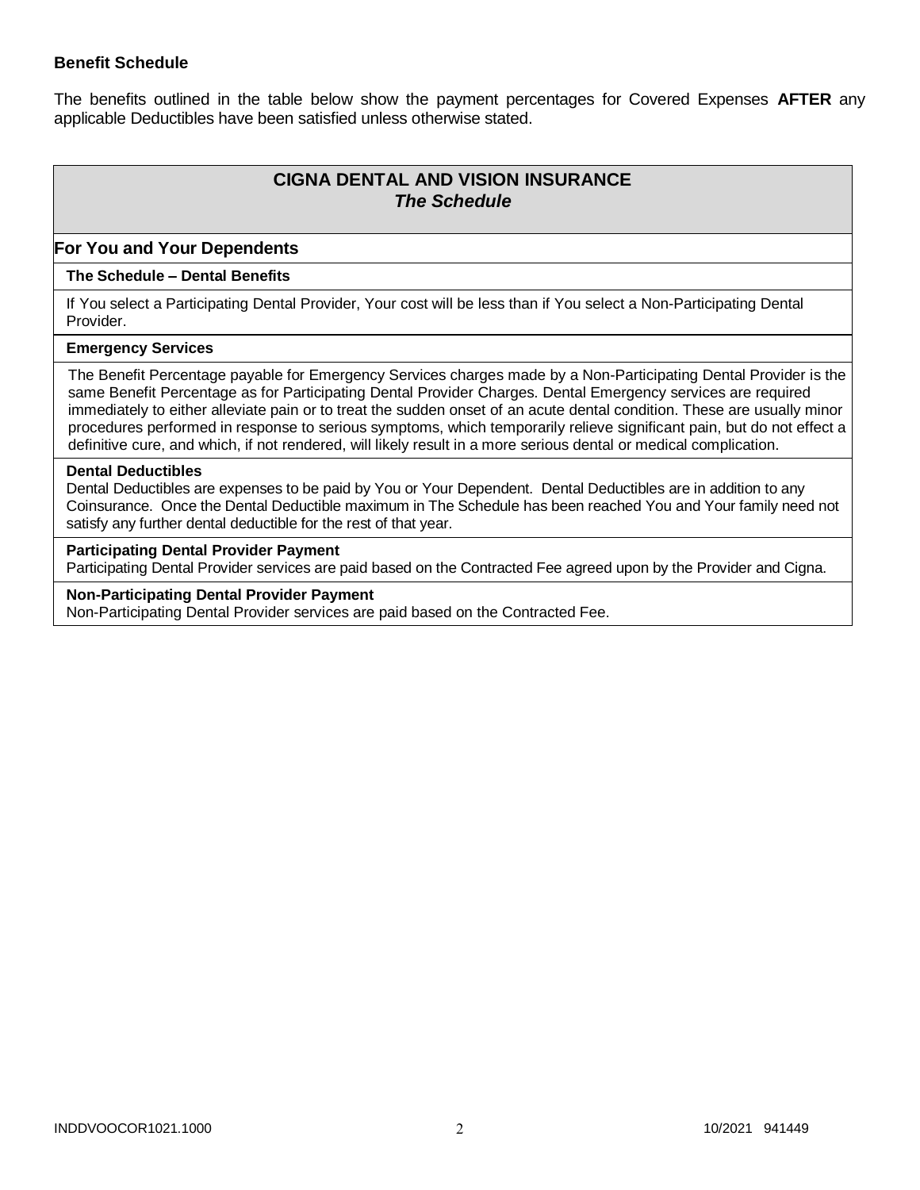**Benefit Schedule**

The benefits outlined in the table below show the payment percentages for Covered Expenses **AFTER** any applicable Deductibles have been satisfied unless otherwise stated.

## CIGNA DENTAL AND VISION INSURANCE
### *The Schedule*

**For You and Your Dependents**

**The Schedule – Dental Benefits**

If You select a Participating Dental Provider, Your cost will be less than if You select a Non-Participating Dental Provider.

**Emergency Services**

The Benefit Percentage payable for Emergency Services charges made by a Non-Participating Dental Provider is the same Benefit Percentage as for Participating Dental Provider Charges. Dental Emergency services are required immediately to either alleviate pain or to treat the sudden onset of an acute dental condition. These are usually minor procedures performed in response to serious symptoms, which temporarily relieve significant pain, but do not effect a definitive cure, and which, if not rendered, will likely result in a more serious dental or medical complication.

**Dental Deductibles**

Dental Deductibles are expenses to be paid by You or Your Dependent. Dental Deductibles are in addition to any Coinsurance. Once the Dental Deductible maximum in The Schedule has been reached You and Your family need not satisfy any further dental deductible for the rest of that year.

**Participating Dental Provider Payment**

Participating Dental Provider services are paid based on the Contracted Fee agreed upon by the Provider and Cigna.

**Non-Participating Dental Provider Payment**

Non-Participating Dental Provider services are paid based on the Contracted Fee.

INDDVOOCOR1021.1000 10/2021 941449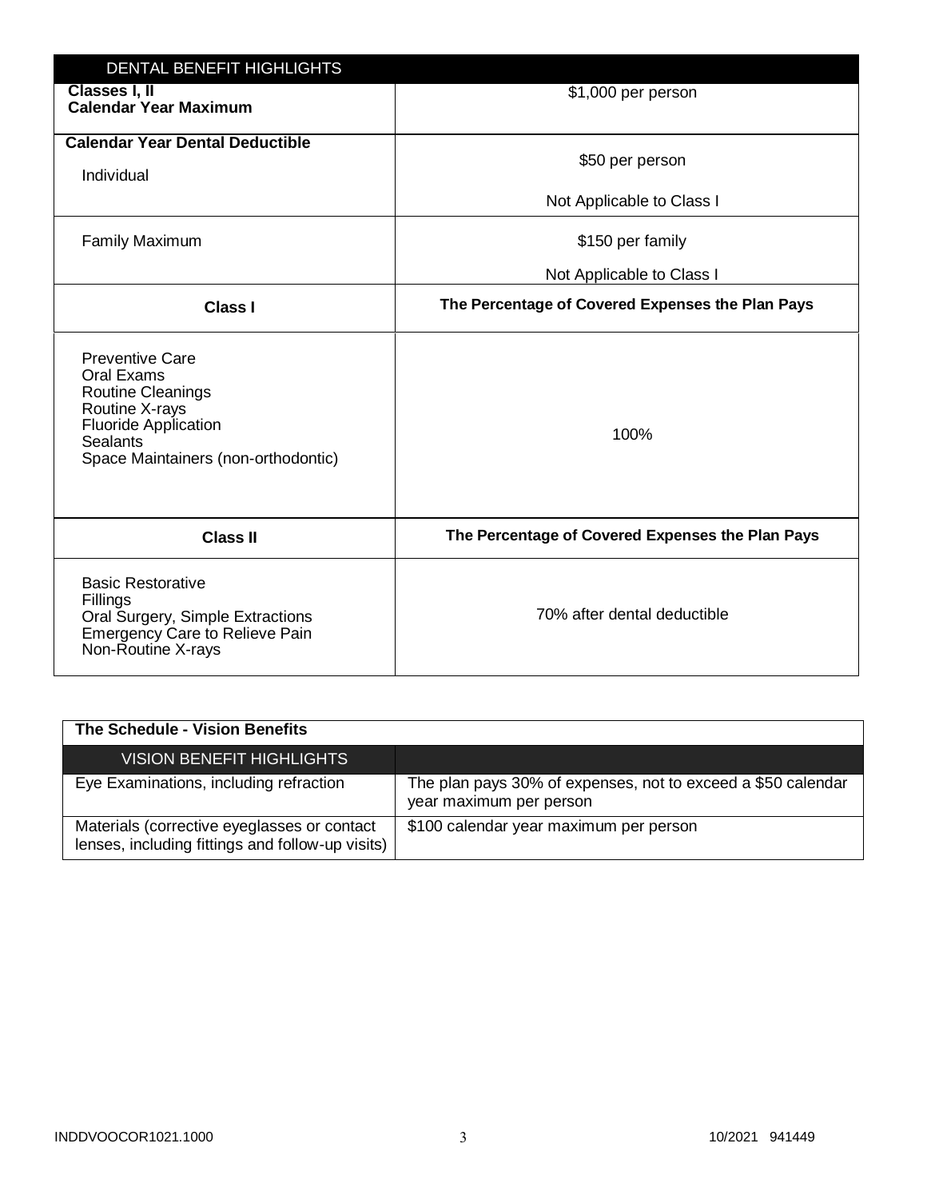| DENTAL BENEFIT HIGHLIGHTS | |
|---|---|
| **Classes I, II**<br>**Calendar Year Maximum** | $1,000 per person |
| **Calendar Year Dental Deductible**<br>Individual | $50 per person<br><br>Not Applicable to Class I |
| Family Maximum | $150 per family<br><br>Not Applicable to Class I |
| **Class I** | **The Percentage of Covered Expenses the Plan Pays** |
| Preventive Care<br>Oral Exams<br>Routine Cleanings<br>Routine X-rays<br>Fluoride Application<br>Sealants<br>Space Maintainers (non-orthodontic) | 100% |
| **Class II** | **The Percentage of Covered Expenses the Plan Pays** |
| Basic Restorative<br>Fillings<br>Oral Surgery, Simple Extractions<br>Emergency Care to Relieve Pain<br>Non-Routine X-rays | 70% after dental deductible |

**The Schedule - Vision Benefits**

| VISION BENEFIT HIGHLIGHTS | |
|---|---|
| Eye Examinations, including refraction | The plan pays 30% of expenses, not to exceed a $50 calendar year maximum per person |
| Materials (corrective eyeglasses or contact lenses, including fittings and follow-up visits) | $100 calendar year maximum per person |

INDDVOOCOR1021.1000 10/2021 941449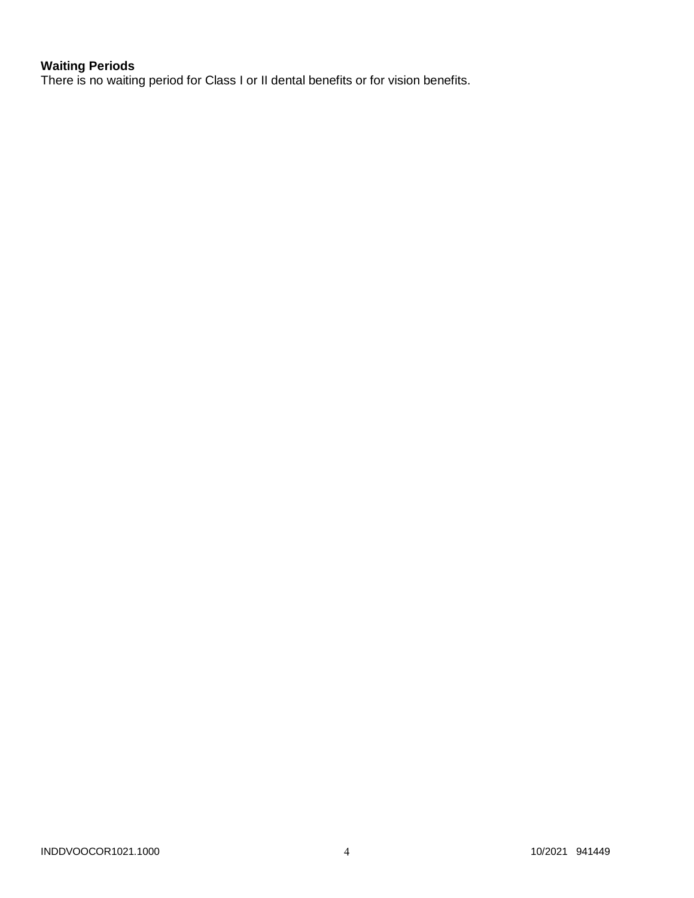**Waiting Periods**
There is no waiting period for Class I or II dental benefits or for vision benefits.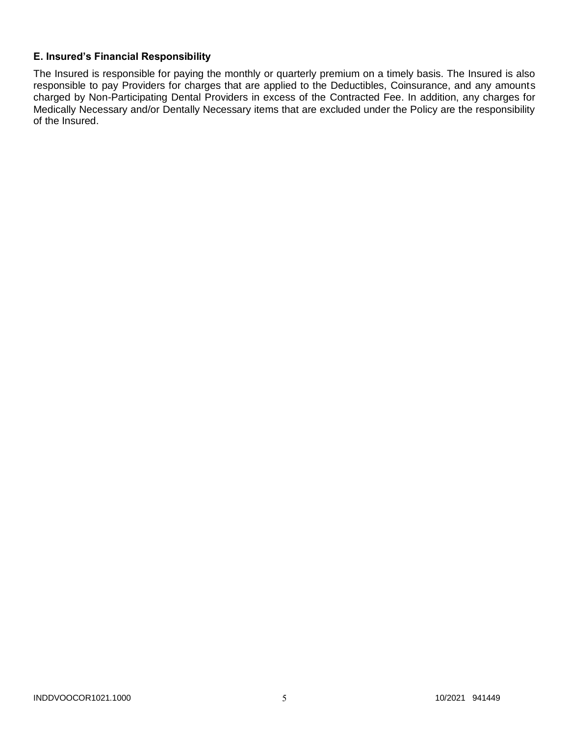### E. Insured's Financial Responsibility

The Insured is responsible for paying the monthly or quarterly premium on a timely basis. The Insured is also responsible to pay Providers for charges that are applied to the Deductibles, Coinsurance, and any amounts charged by Non-Participating Dental Providers in excess of the Contracted Fee. In addition, any charges for Medically Necessary and/or Dentally Necessary items that are excluded under the Policy are the responsibility of the Insured.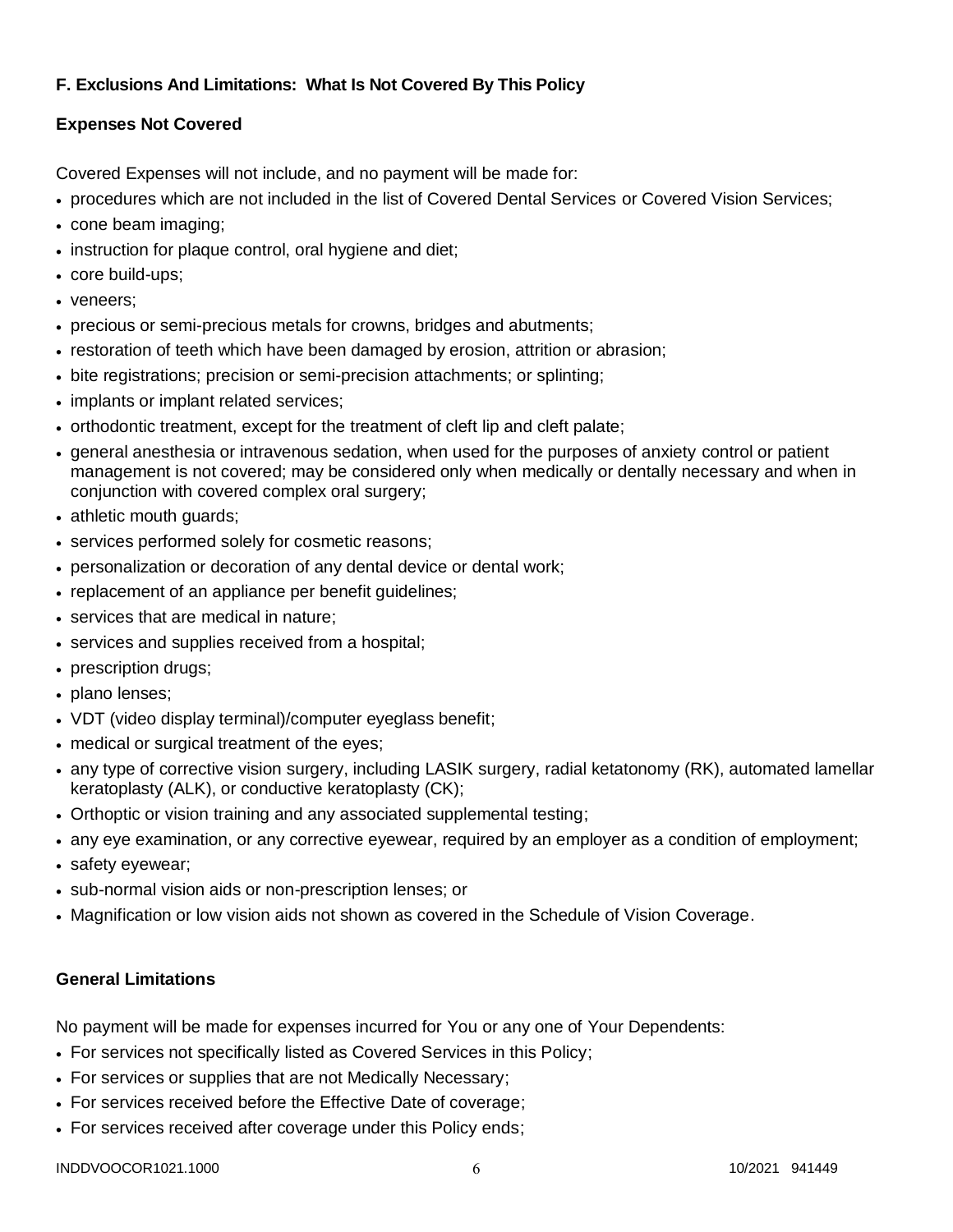### F. Exclusions And Limitations: What Is Not Covered By This Policy

#### Expenses Not Covered

Covered Expenses will not include, and no payment will be made for:

- procedures which are not included in the list of Covered Dental Services or Covered Vision Services;
- cone beam imaging;
- instruction for plaque control, oral hygiene and diet;
- core build-ups;
- veneers;
- precious or semi-precious metals for crowns, bridges and abutments;
- restoration of teeth which have been damaged by erosion, attrition or abrasion;
- bite registrations; precision or semi-precision attachments; or splinting;
- implants or implant related services;
- orthodontic treatment, except for the treatment of cleft lip and cleft palate;
- general anesthesia or intravenous sedation, when used for the purposes of anxiety control or patient management is not covered; may be considered only when medically or dentally necessary and when in conjunction with covered complex oral surgery;
- athletic mouth guards;
- services performed solely for cosmetic reasons;
- personalization or decoration of any dental device or dental work;
- replacement of an appliance per benefit guidelines;
- services that are medical in nature;
- services and supplies received from a hospital;
- prescription drugs;
- plano lenses;
- VDT (video display terminal)/computer eyeglass benefit;
- medical or surgical treatment of the eyes;
- any type of corrective vision surgery, including LASIK surgery, radial ketatonomy (RK), automated lamellar keratoplasty (ALK), or conductive keratoplasty (CK);
- Orthoptic or vision training and any associated supplemental testing;
- any eye examination, or any corrective eyewear, required by an employer as a condition of employment;
- safety eyewear;
- sub-normal vision aids or non-prescription lenses; or
- Magnification or low vision aids not shown as covered in the Schedule of Vision Coverage.

#### General Limitations

No payment will be made for expenses incurred for You or any one of Your Dependents:

- For services not specifically listed as Covered Services in this Policy;
- For services or supplies that are not Medically Necessary;
- For services received before the Effective Date of coverage;
- For services received after coverage under this Policy ends;

INDDVOOCOR1021.1000 10/2021 941449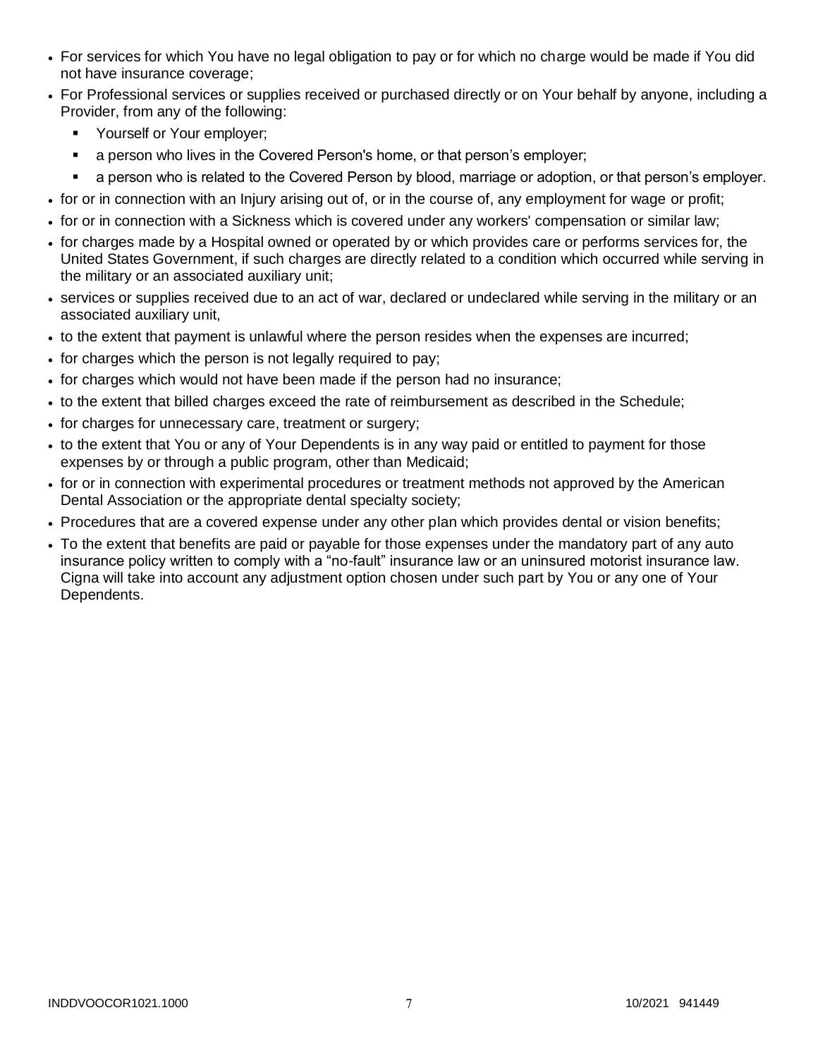- For services for which You have no legal obligation to pay or for which no charge would be made if You did not have insurance coverage;
- For Professional services or supplies received or purchased directly or on Your behalf by anyone, including a Provider, from any of the following:
  - Yourself or Your employer;
  - a person who lives in the Covered Person's home, or that person's employer;
  - a person who is related to the Covered Person by blood, marriage or adoption, or that person's employer.
- for or in connection with an Injury arising out of, or in the course of, any employment for wage or profit;
- for or in connection with a Sickness which is covered under any workers' compensation or similar law;
- for charges made by a Hospital owned or operated by or which provides care or performs services for, the United States Government, if such charges are directly related to a condition which occurred while serving in the military or an associated auxiliary unit;
- services or supplies received due to an act of war, declared or undeclared while serving in the military or an associated auxiliary unit,
- to the extent that payment is unlawful where the person resides when the expenses are incurred;
- for charges which the person is not legally required to pay;
- for charges which would not have been made if the person had no insurance;
- to the extent that billed charges exceed the rate of reimbursement as described in the Schedule;
- for charges for unnecessary care, treatment or surgery;
- to the extent that You or any of Your Dependents is in any way paid or entitled to payment for those expenses by or through a public program, other than Medicaid;
- for or in connection with experimental procedures or treatment methods not approved by the American Dental Association or the appropriate dental specialty society;
- Procedures that are a covered expense under any other plan which provides dental or vision benefits;
- To the extent that benefits are paid or payable for those expenses under the mandatory part of any auto insurance policy written to comply with a "no-fault" insurance law or an uninsured motorist insurance law. Cigna will take into account any adjustment option chosen under such part by You or any one of Your Dependents.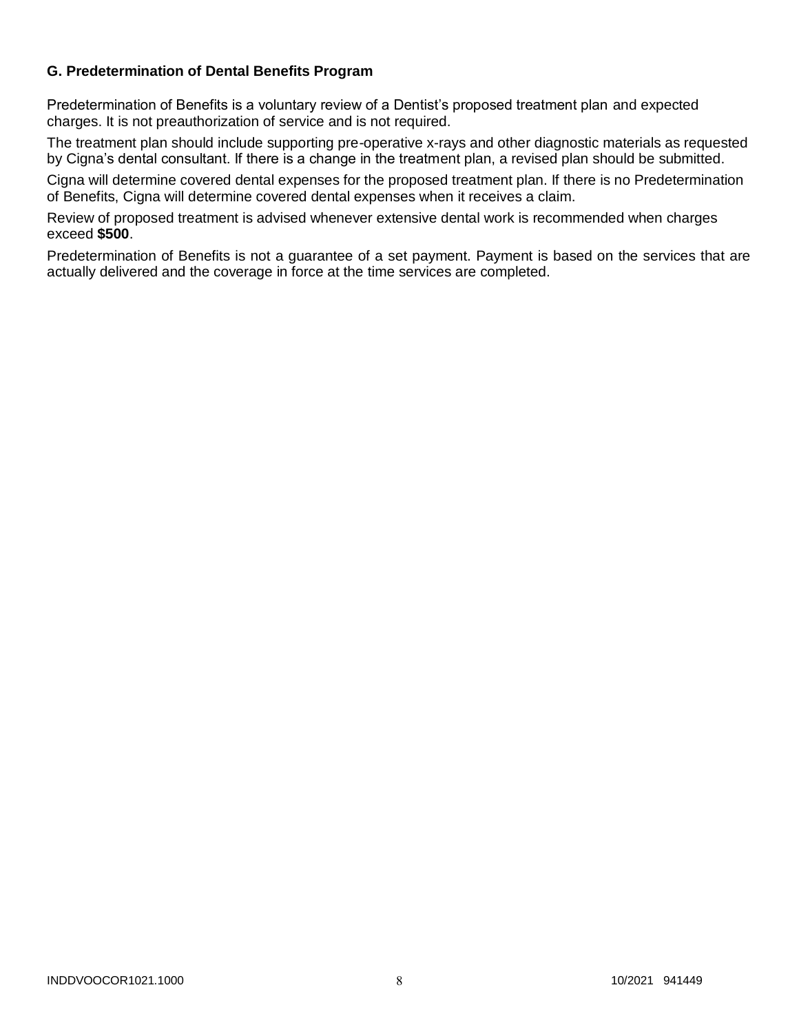### G. Predetermination of Dental Benefits Program

Predetermination of Benefits is a voluntary review of a Dentist's proposed treatment plan and expected charges. It is not preauthorization of service and is not required.

The treatment plan should include supporting pre-operative x-rays and other diagnostic materials as requested by Cigna's dental consultant. If there is a change in the treatment plan, a revised plan should be submitted.

Cigna will determine covered dental expenses for the proposed treatment plan. If there is no Predetermination of Benefits, Cigna will determine covered dental expenses when it receives a claim.

Review of proposed treatment is advised whenever extensive dental work is recommended when charges exceed **$500**.

Predetermination of Benefits is not a guarantee of a set payment. Payment is based on the services that are actually delivered and the coverage in force at the time services are completed.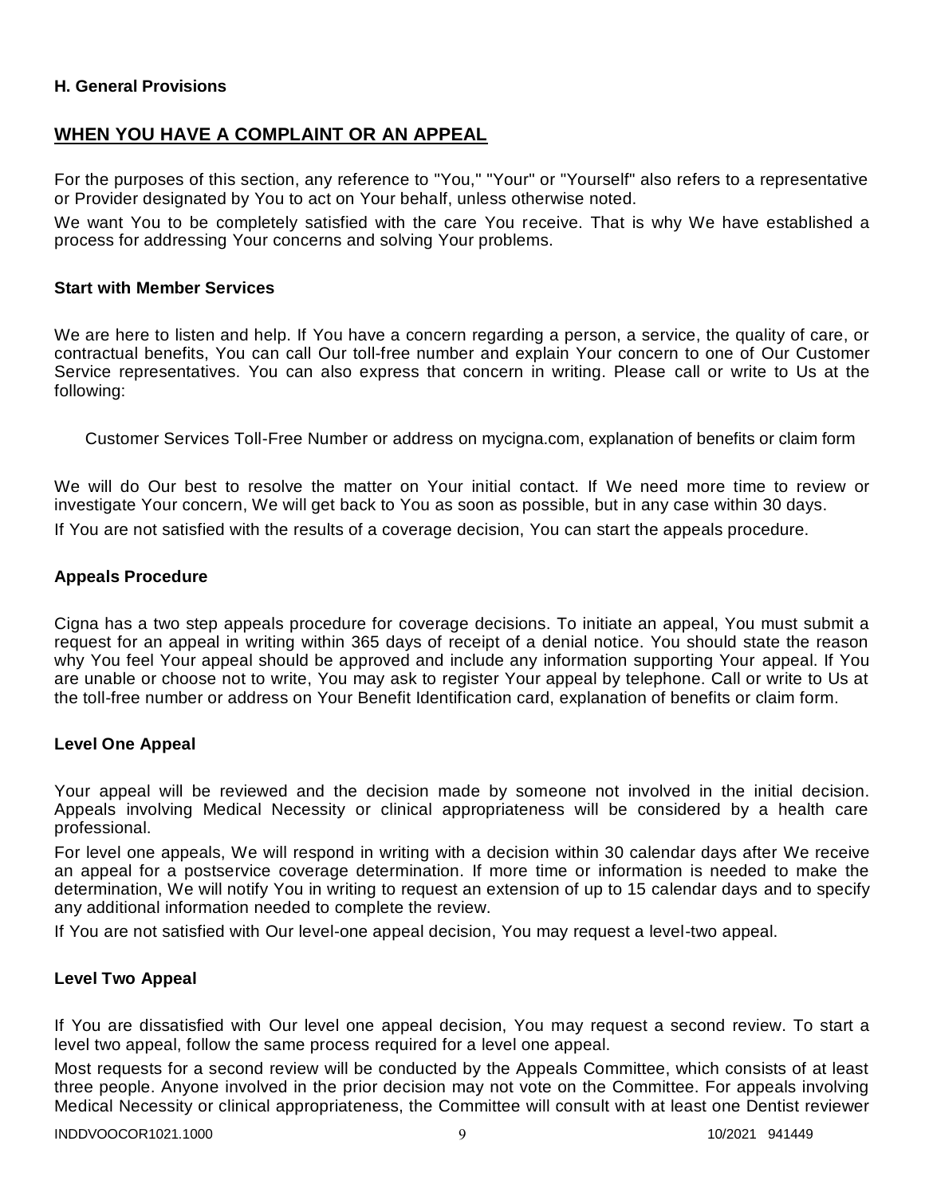### H. General Provisions

## WHEN YOU HAVE A COMPLAINT OR AN APPEAL

For the purposes of this section, any reference to "You," "Your" or "Yourself" also refers to a representative or Provider designated by You to act on Your behalf, unless otherwise noted.

We want You to be completely satisfied with the care You receive. That is why We have established a process for addressing Your concerns and solving Your problems.

### Start with Member Services

We are here to listen and help. If You have a concern regarding a person, a service, the quality of care, or contractual benefits, You can call Our toll-free number and explain Your concern to one of Our Customer Service representatives. You can also express that concern in writing. Please call or write to Us at the following:

Customer Services Toll-Free Number or address on mycigna.com, explanation of benefits or claim form

We will do Our best to resolve the matter on Your initial contact. If We need more time to review or investigate Your concern, We will get back to You as soon as possible, but in any case within 30 days.

If You are not satisfied with the results of a coverage decision, You can start the appeals procedure.

### Appeals Procedure

Cigna has a two step appeals procedure for coverage decisions. To initiate an appeal, You must submit a request for an appeal in writing within 365 days of receipt of a denial notice. You should state the reason why You feel Your appeal should be approved and include any information supporting Your appeal. If You are unable or choose not to write, You may ask to register Your appeal by telephone. Call or write to Us at the toll-free number or address on Your Benefit Identification card, explanation of benefits or claim form.

### Level One Appeal

Your appeal will be reviewed and the decision made by someone not involved in the initial decision. Appeals involving Medical Necessity or clinical appropriateness will be considered by a health care professional.

For level one appeals, We will respond in writing with a decision within 30 calendar days after We receive an appeal for a postservice coverage determination. If more time or information is needed to make the determination, We will notify You in writing to request an extension of up to 15 calendar days and to specify any additional information needed to complete the review.

If You are not satisfied with Our level-one appeal decision, You may request a level-two appeal.

### Level Two Appeal

If You are dissatisfied with Our level one appeal decision, You may request a second review. To start a level two appeal, follow the same process required for a level one appeal.

Most requests for a second review will be conducted by the Appeals Committee, which consists of at least three people. Anyone involved in the prior decision may not vote on the Committee. For appeals involving Medical Necessity or clinical appropriateness, the Committee will consult with at least one Dentist reviewer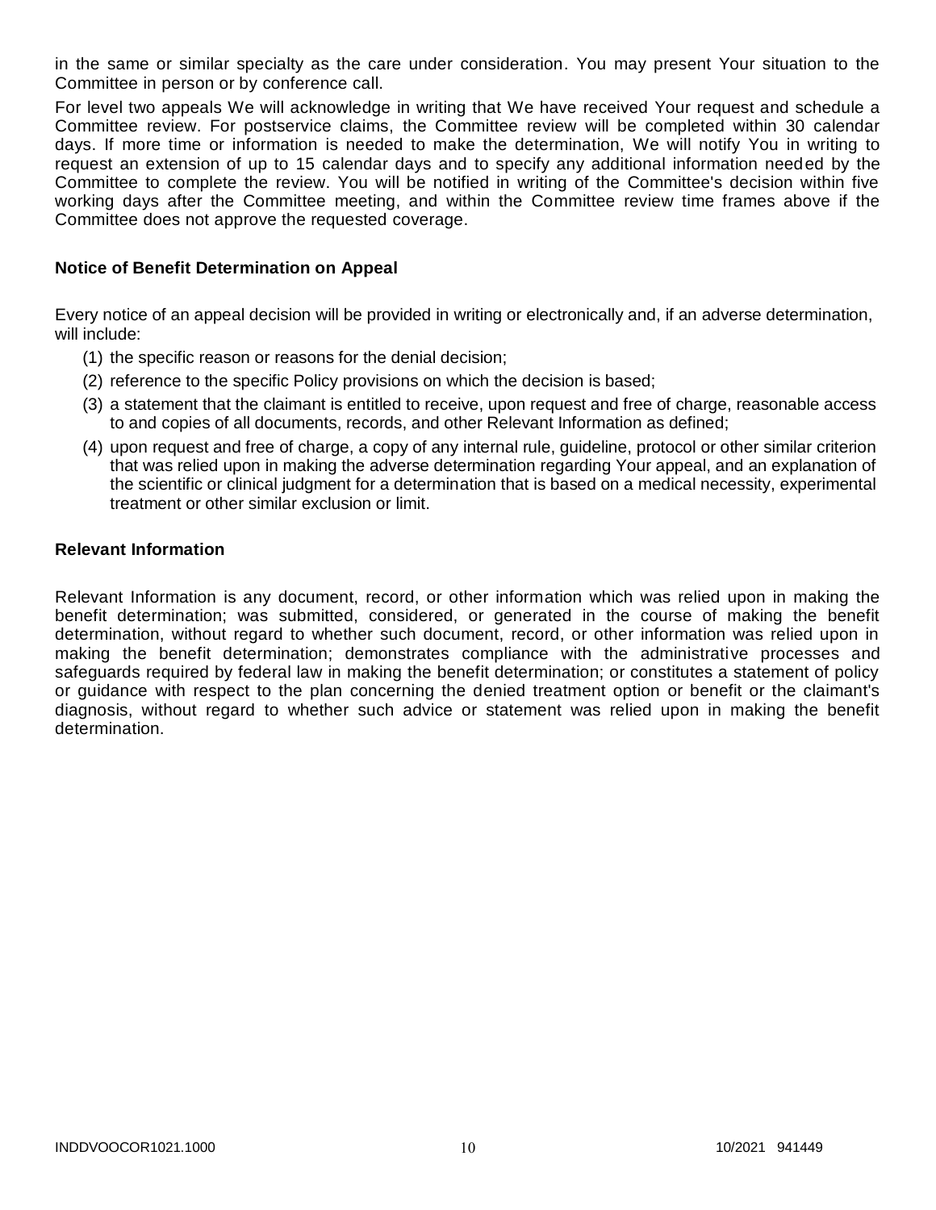in the same or similar specialty as the care under consideration. You may present Your situation to the Committee in person or by conference call.

For level two appeals We will acknowledge in writing that We have received Your request and schedule a Committee review. For postservice claims, the Committee review will be completed within 30 calendar days. If more time or information is needed to make the determination, We will notify You in writing to request an extension of up to 15 calendar days and to specify any additional information needed by the Committee to complete the review. You will be notified in writing of the Committee's decision within five working days after the Committee meeting, and within the Committee review time frames above if the Committee does not approve the requested coverage.

### Notice of Benefit Determination on Appeal

Every notice of an appeal decision will be provided in writing or electronically and, if an adverse determination, will include:

(1) the specific reason or reasons for the denial decision;

(2) reference to the specific Policy provisions on which the decision is based;

(3) a statement that the claimant is entitled to receive, upon request and free of charge, reasonable access to and copies of all documents, records, and other Relevant Information as defined;

(4) upon request and free of charge, a copy of any internal rule, guideline, protocol or other similar criterion that was relied upon in making the adverse determination regarding Your appeal, and an explanation of the scientific or clinical judgment for a determination that is based on a medical necessity, experimental treatment or other similar exclusion or limit.

### Relevant Information

Relevant Information is any document, record, or other information which was relied upon in making the benefit determination; was submitted, considered, or generated in the course of making the benefit determination, without regard to whether such document, record, or other information was relied upon in making the benefit determination; demonstrates compliance with the administrative processes and safeguards required by federal law in making the benefit determination; or constitutes a statement of policy or guidance with respect to the plan concerning the denied treatment option or benefit or the claimant's diagnosis, without regard to whether such advice or statement was relied upon in making the benefit determination.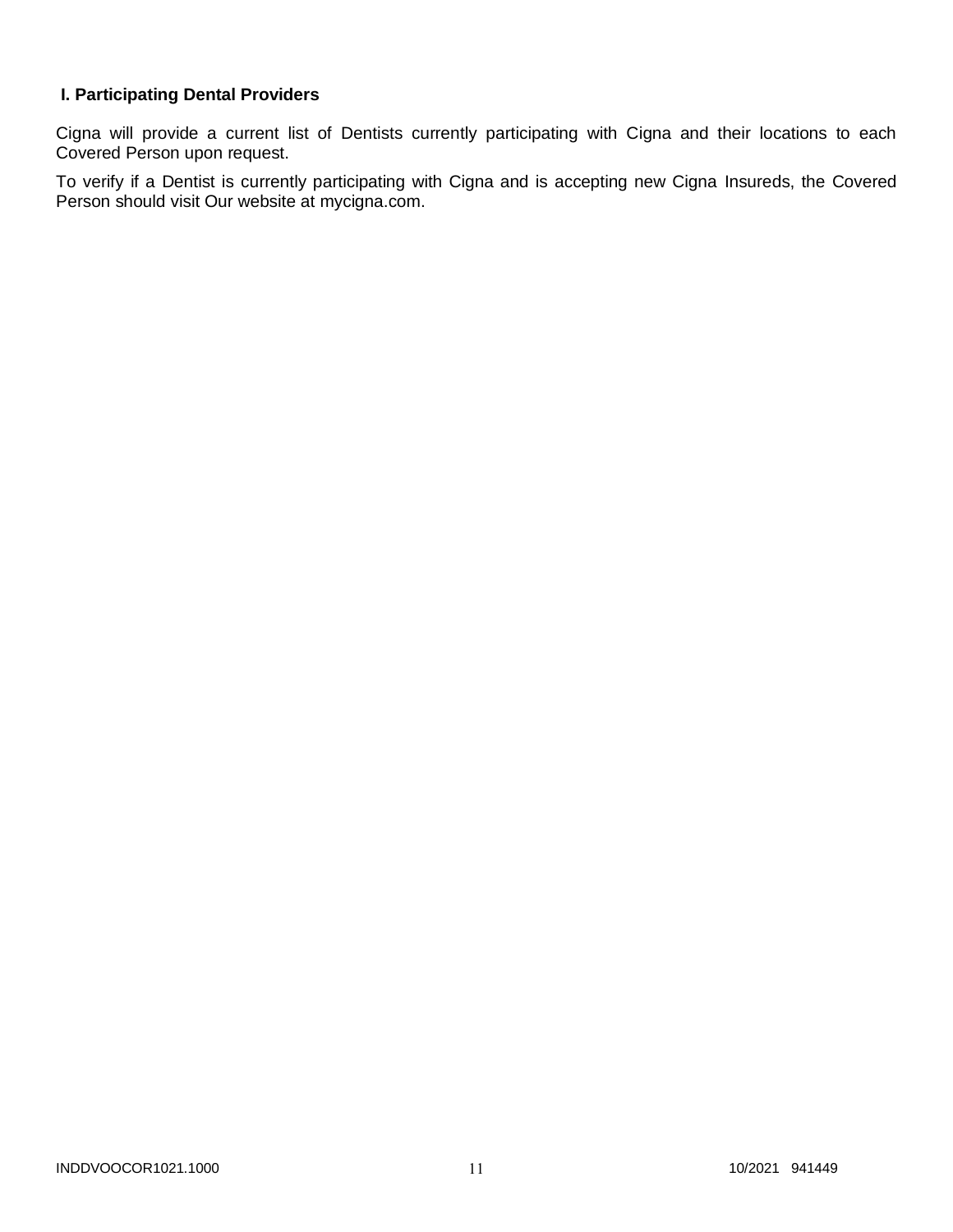### I. Participating Dental Providers

Cigna will provide a current list of Dentists currently participating with Cigna and their locations to each Covered Person upon request.

To verify if a Dentist is currently participating with Cigna and is accepting new Cigna Insureds, the Covered Person should visit Our website at mycigna.com.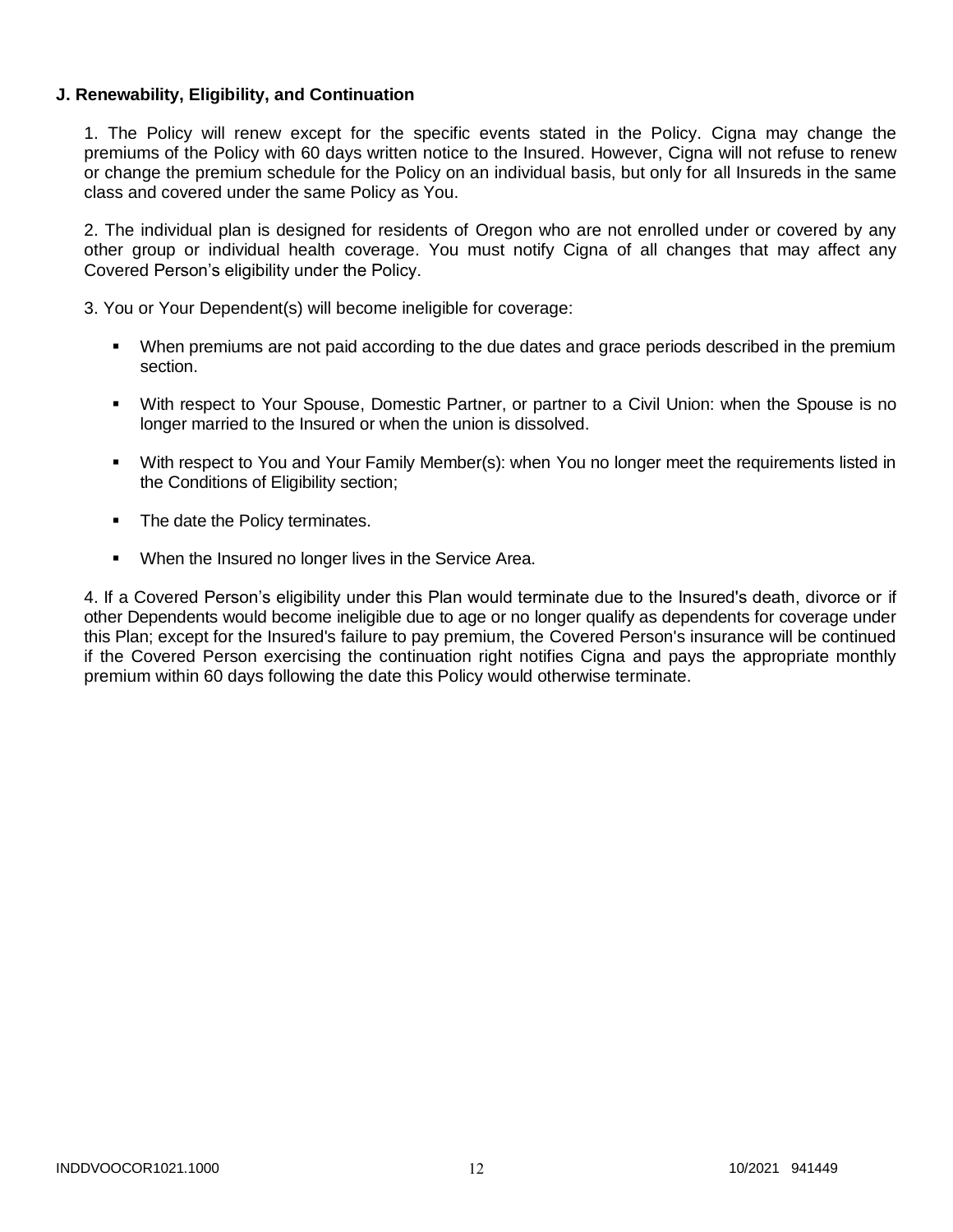**J. Renewability, Eligibility, and Continuation**

1. The Policy will renew except for the specific events stated in the Policy. Cigna may change the premiums of the Policy with 60 days written notice to the Insured. However, Cigna will not refuse to renew or change the premium schedule for the Policy on an individual basis, but only for all Insureds in the same class and covered under the same Policy as You.

2. The individual plan is designed for residents of Oregon who are not enrolled under or covered by any other group or individual health coverage. You must notify Cigna of all changes that may affect any Covered Person's eligibility under the Policy.

3. You or Your Dependent(s) will become ineligible for coverage:

- When premiums are not paid according to the due dates and grace periods described in the premium section.
- With respect to Your Spouse, Domestic Partner, or partner to a Civil Union: when the Spouse is no longer married to the Insured or when the union is dissolved.
- With respect to You and Your Family Member(s): when You no longer meet the requirements listed in the Conditions of Eligibility section;
- The date the Policy terminates.
- When the Insured no longer lives in the Service Area.

4. If a Covered Person's eligibility under this Plan would terminate due to the Insured's death, divorce or if other Dependents would become ineligible due to age or no longer qualify as dependents for coverage under this Plan; except for the Insured's failure to pay premium, the Covered Person's insurance will be continued if the Covered Person exercising the continuation right notifies Cigna and pays the appropriate monthly premium within 60 days following the date this Policy would otherwise terminate.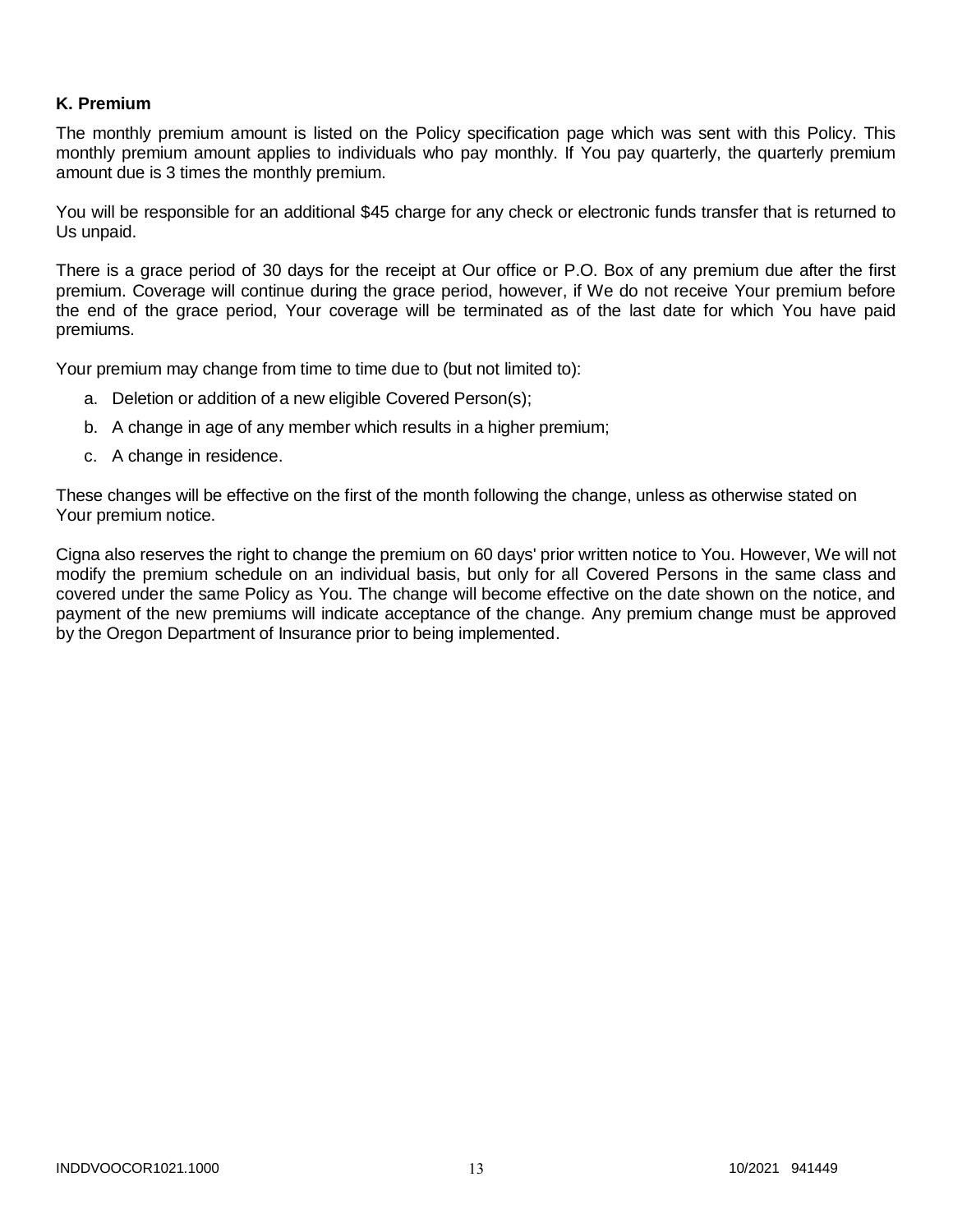**K. Premium**

The monthly premium amount is listed on the Policy specification page which was sent with this Policy. This monthly premium amount applies to individuals who pay monthly. If You pay quarterly, the quarterly premium amount due is 3 times the monthly premium.

You will be responsible for an additional $45 charge for any check or electronic funds transfer that is returned to Us unpaid.

There is a grace period of 30 days for the receipt at Our office or P.O. Box of any premium due after the first premium. Coverage will continue during the grace period, however, if We do not receive Your premium before the end of the grace period, Your coverage will be terminated as of the last date for which You have paid premiums.

Your premium may change from time to time due to (but not limited to):

a. Deletion or addition of a new eligible Covered Person(s);
b. A change in age of any member which results in a higher premium;
c. A change in residence.

These changes will be effective on the first of the month following the change, unless as otherwise stated on Your premium notice.

Cigna also reserves the right to change the premium on 60 days' prior written notice to You. However, We will not modify the premium schedule on an individual basis, but only for all Covered Persons in the same class and covered under the same Policy as You. The change will become effective on the date shown on the notice, and payment of the new premiums will indicate acceptance of the change. Any premium change must be approved by the Oregon Department of Insurance prior to being implemented.